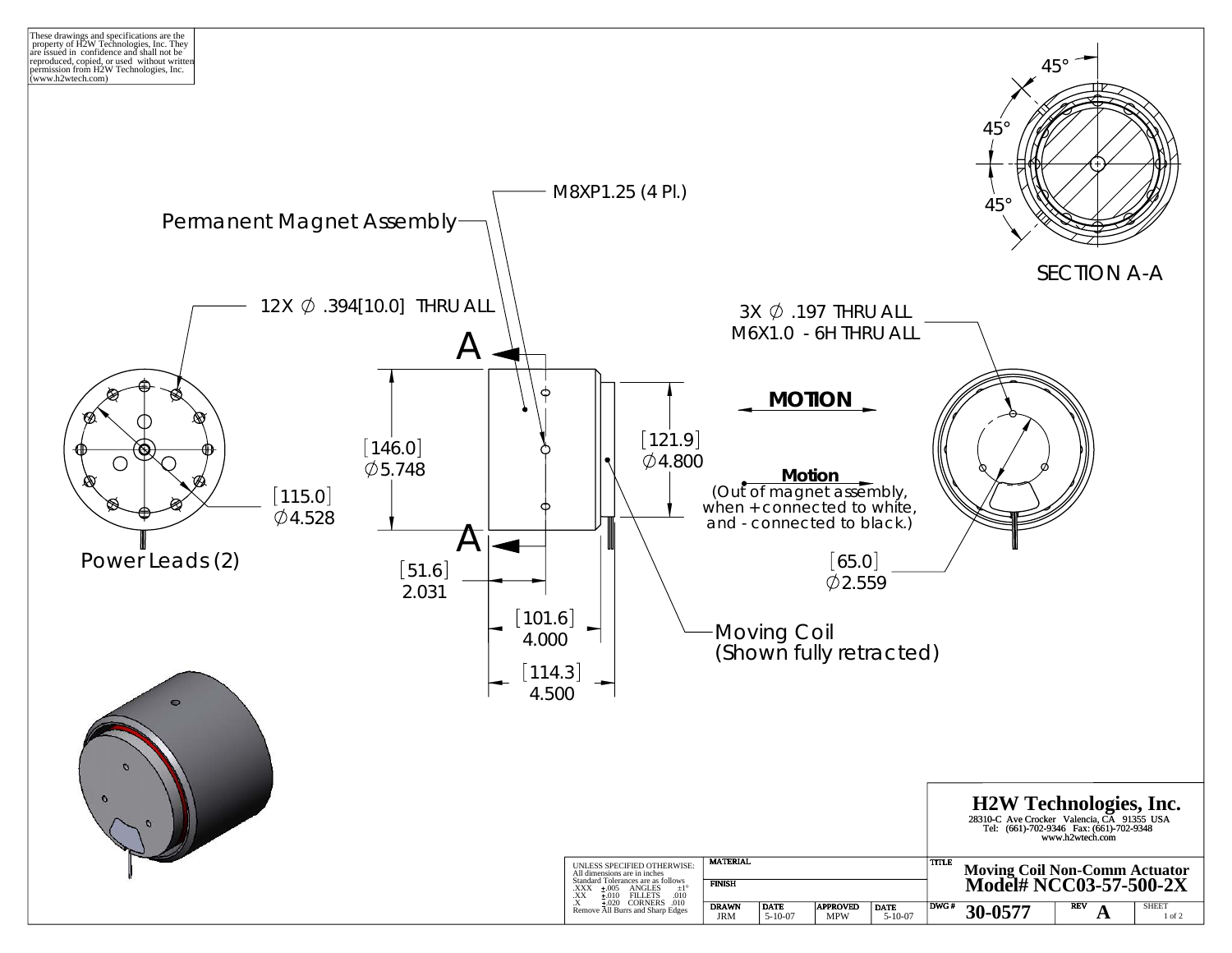These drawings and specifications are the property of H2W Technologies, Inc. They are issued in confidence and shall not be reproduced, copied, or used without written permission from H2W Technologies, Inc. (www.h2wtech.com)

45°

45°

45°

SECTION A-A

M8XP1.25 (4 Pl.)

Permanent Magnet Assembly

12X ∅ .394[10.0] THRU ALL

A

A

[146.0]
∅5.748

[121.9]
∅4.800

3X ∅ .197 THRU ALL
M6X1.0 - 6H THRU ALL

**MOTION**

**Motion**
(Out of magnet assembly, when + connected to white, and - connected to black.)

[115.0]
∅4.528

Power Leads (2)

[51.6]
2.031

[101.6]
4.000

[114.3]
4.500

Moving Coil
(Shown fully retracted)

[65.0]
∅2.559

**H2W Technologies, Inc.**
28310-C Ave Crocker Valencia, CA 91355 USA
Tel: (661)-702-9346 Fax: (661)-702-9348
www.h2wtech.com

UNLESS SPECIFIED OTHERWISE:
All dimensions are in inches
Standard Tolerances are as follows

| | | | |
|---|---|---|---|
| .XXX | ±.005 | ANGLES | ±1° |
| .XX | ±.010 | FILLETS | .010 |
| .X | ±.020 | CORNERS | .010 |

Remove All Burrs and Sharp Edges

| MATERIAL | | | |
|---|---|---|---|
| FINISH | | | |
| DRAWN | DATE | APPROVED | DATE |
| JRM | 5-10-07 | MPW | 5-10-07 |

TITLE
**Moving Coil Non-Comm Actuator**
**Model# NCC03-57-500-2X**

| DWG # | REV | SHEET |
|---|---|---|
| 30-0577 | A | 1 of 2 |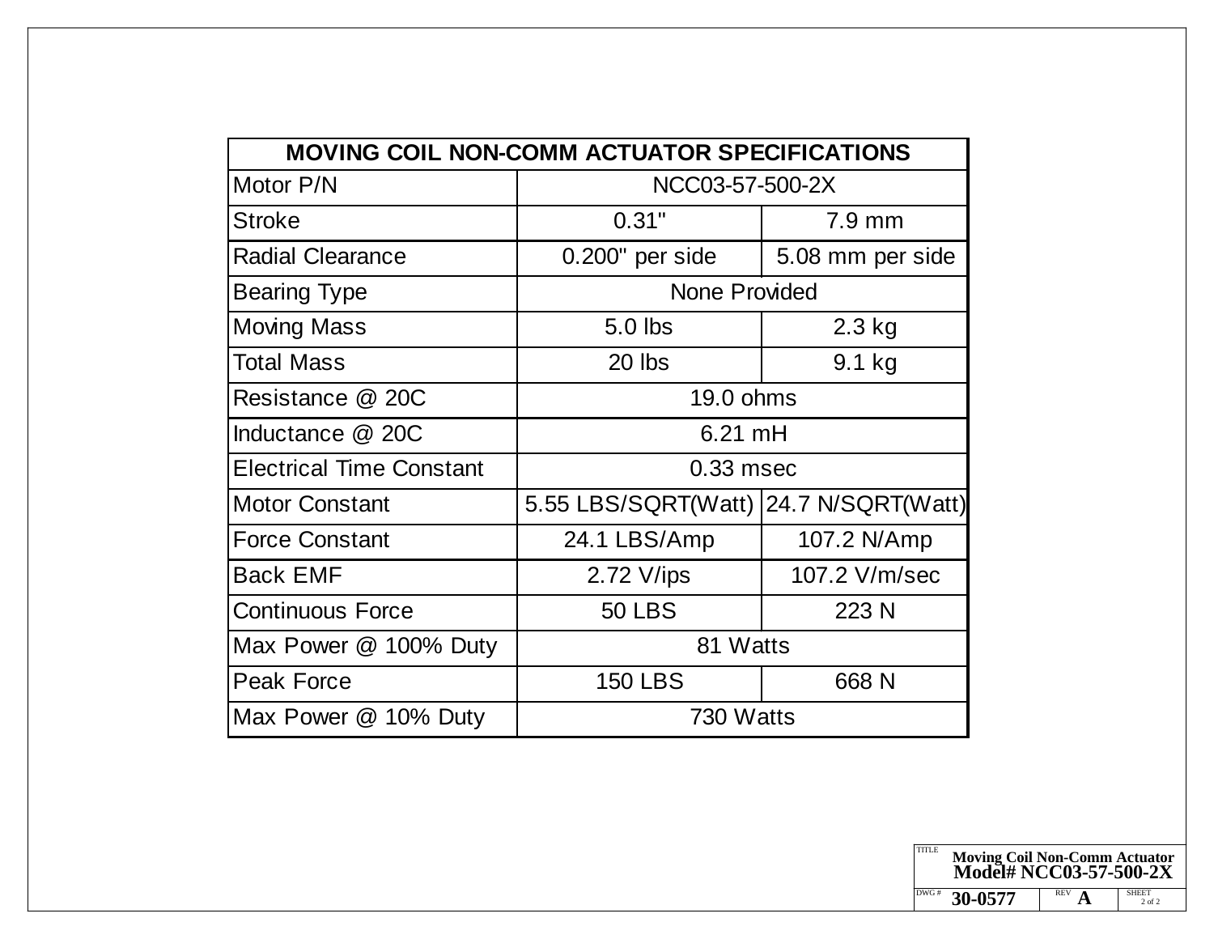| MOVING COIL NON-COMM ACTUATOR SPECIFICATIONS | | |
|---|---|---|
| Motor P/N | NCC03-57-500-2X | |
| Stroke | 0.31" | 7.9 mm |
| Radial Clearance | 0.200" per side | 5.08 mm per side |
| Bearing Type | None Provided | |
| Moving Mass | 5.0 lbs | 2.3 kg |
| Total Mass | 20 lbs | 9.1 kg |
| Resistance @ 20C | 19.0 ohms | |
| Inductance @ 20C | 6.21 mH | |
| Electrical Time Constant | 0.33 msec | |
| Motor Constant | 5.55 LBS/SQRT(Watt) | 24.7 N/SQRT(Watt) |
| Force Constant | 24.1 LBS/Amp | 107.2 N/Amp |
| Back EMF | 2.72 V/ips | 107.2 V/m/sec |
| Continuous Force | 50 LBS | 223 N |
| Max Power @ 100% Duty | 81 Watts | |
| Peak Force | 150 LBS | 668 N |
| Max Power @ 10% Duty | 730 Watts | |

| | | | |
|---|---|---|---|
| TITLE | Moving Coil Non-Comm Actuator Model# NCC03-57-500-2X | | |
| DWG # 30-0577 | REV A | SHEET 2 of 2 | |